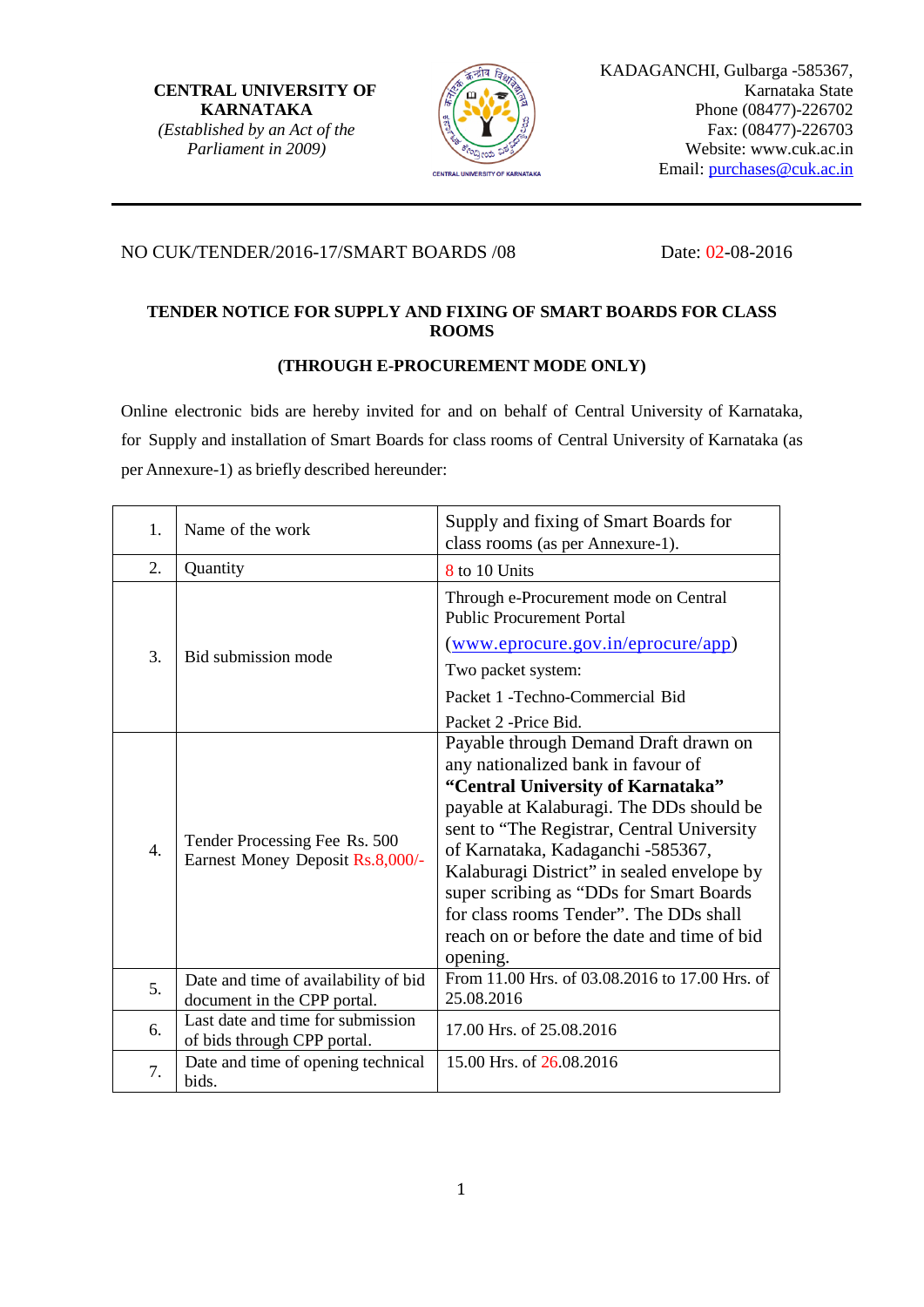**CENTRAL UNIVERSITY OF KARNATAKA**
*(Established by an Act of the Parliament in 2009)*

KADAGANCHI, Gulbarga -585367,
Karnataka State
Phone (08477)-226702
Fax: (08477)-226703
Website: www.cuk.ac.in
Email: purchases@cuk.ac.in

NO CUK/TENDER/2016-17/SMART BOARDS /08 Date: 02-08-2016

## TENDER NOTICE FOR SUPPLY AND FIXING OF SMART BOARDS FOR CLASS ROOMS

### (THROUGH E-PROCUREMENT MODE ONLY)

Online electronic bids are hereby invited for and on behalf of Central University of Karnataka, for Supply and installation of Smart Boards for class rooms of Central University of Karnataka (as per Annexure-1) as briefly described hereunder:

| | | |
|---|---|---|
| 1. | Name of the work | Supply and fixing of Smart Boards for class rooms (as per Annexure-1). |
| 2. | Quantity | 8 to 10 Units |
| 3. | Bid submission mode | Through e-Procurement mode on Central Public Procurement Portal (www.eprocure.gov.in/eprocure/app)<br>Two packet system:<br>Packet 1 -Techno-Commercial Bid<br>Packet 2 -Price Bid. |
| 4. | Tender Processing Fee Rs. 500<br>Earnest Money Deposit Rs.8,000/- | Payable through Demand Draft drawn on any nationalized bank in favour of **"Central University of Karnataka"** payable at Kalaburagi. The DDs should be sent to "The Registrar, Central University of Karnataka, Kadaganchi -585367, Kalaburagi District" in sealed envelope by super scribing as "DDs for Smart Boards for class rooms Tender". The DDs shall reach on or before the date and time of bid opening. |
| 5. | Date and time of availability of bid document in the CPP portal. | From 11.00 Hrs. of 03.08.2016 to 17.00 Hrs. of 25.08.2016 |
| 6. | Last date and time for submission of bids through CPP portal. | 17.00 Hrs. of 25.08.2016 |
| 7. | Date and time of opening technical bids. | 15.00 Hrs. of 26.08.2016 |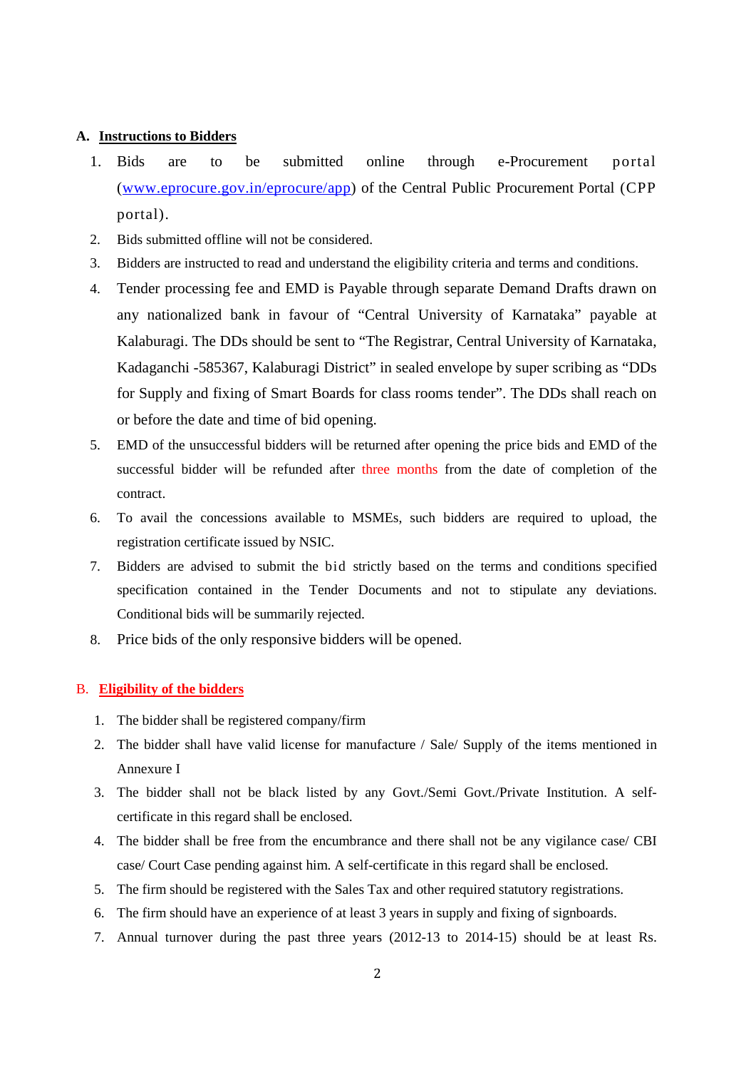## A. Instructions to Bidders

1. Bids are to be submitted online through e-Procurement portal ([www.eprocure.gov.in/eprocure/app](www.eprocure.gov.in/eprocure/app)) of the Central Public Procurement Portal (CPP portal).
2. Bids submitted offline will not be considered.
3. Bidders are instructed to read and understand the eligibility criteria and terms and conditions.
4. Tender processing fee and EMD is Payable through separate Demand Drafts drawn on any nationalized bank in favour of "Central University of Karnataka" payable at Kalaburagi. The DDs should be sent to "The Registrar, Central University of Karnataka, Kadaganchi -585367, Kalaburagi District" in sealed envelope by super scribing as "DDs for Supply and fixing of Smart Boards for class rooms tender". The DDs shall reach on or before the date and time of bid opening.
5. EMD of the unsuccessful bidders will be returned after opening the price bids and EMD of the successful bidder will be refunded after three months from the date of completion of the contract.
6. To avail the concessions available to MSMEs, such bidders are required to upload, the registration certificate issued by NSIC.
7. Bidders are advised to submit the bid strictly based on the terms and conditions specified specification contained in the Tender Documents and not to stipulate any deviations. Conditional bids will be summarily rejected.
8. Price bids of the only responsive bidders will be opened.

## B. Eligibility of the bidders

1. The bidder shall be registered company/firm
2. The bidder shall have valid license for manufacture / Sale/ Supply of the items mentioned in Annexure I
3. The bidder shall not be black listed by any Govt./Semi Govt./Private Institution. A self-certificate in this regard shall be enclosed.
4. The bidder shall be free from the encumbrance and there shall not be any vigilance case/ CBI case/ Court Case pending against him. A self-certificate in this regard shall be enclosed.
5. The firm should be registered with the Sales Tax and other required statutory registrations.
6. The firm should have an experience of at least 3 years in supply and fixing of signboards.
7. Annual turnover during the past three years (2012-13 to 2014-15) should be at least Rs.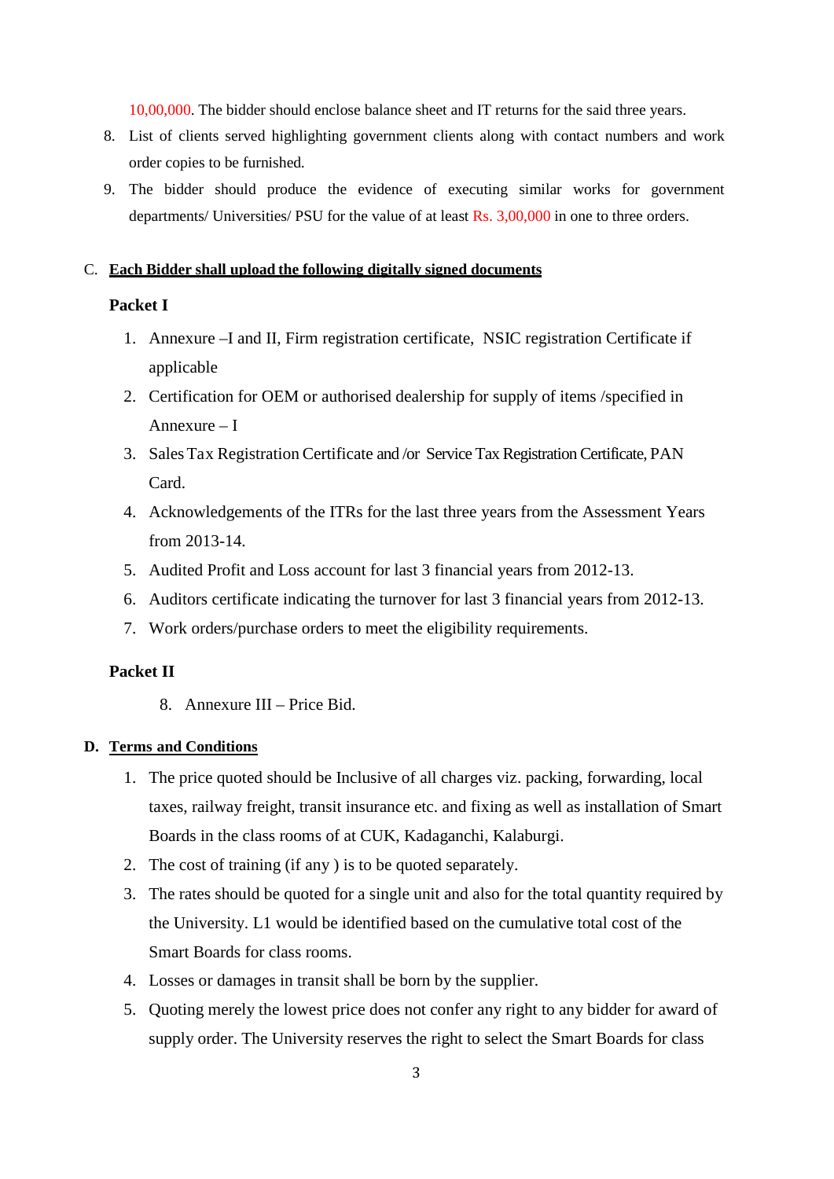10,00,000. The bidder should enclose balance sheet and IT returns for the said three years.

8. List of clients served highlighting government clients along with contact numbers and work order copies to be furnished.
9. The bidder should produce the evidence of executing similar works for government departments/ Universities/ PSU for the value of at least Rs. 3,00,000 in one to three orders.

C. **Each Bidder shall upload the following digitally signed documents**

**Packet I**

1. Annexure –I and II, Firm registration certificate, NSIC registration Certificate if applicable
2. Certification for OEM or authorised dealership for supply of items /specified in Annexure – I
3. Sales Tax Registration Certificate and /or Service Tax Registration Certificate, PAN Card.
4. Acknowledgements of the ITRs for the last three years from the Assessment Years from 2013-14.
5. Audited Profit and Loss account for last 3 financial years from 2012-13.
6. Auditors certificate indicating the turnover for last 3 financial years from 2012-13.
7. Work orders/purchase orders to meet the eligibility requirements.

**Packet II**

8. Annexure III – Price Bid.

**D. Terms and Conditions**

1. The price quoted should be Inclusive of all charges viz. packing, forwarding, local taxes, railway freight, transit insurance etc. and fixing as well as installation of Smart Boards in the class rooms of at CUK, Kadaganchi, Kalaburgi.
2. The cost of training (if any ) is to be quoted separately.
3. The rates should be quoted for a single unit and also for the total quantity required by the University. L1 would be identified based on the cumulative total cost of the Smart Boards for class rooms.
4. Losses or damages in transit shall be born by the supplier.
5. Quoting merely the lowest price does not confer any right to any bidder for award of supply order. The University reserves the right to select the Smart Boards for class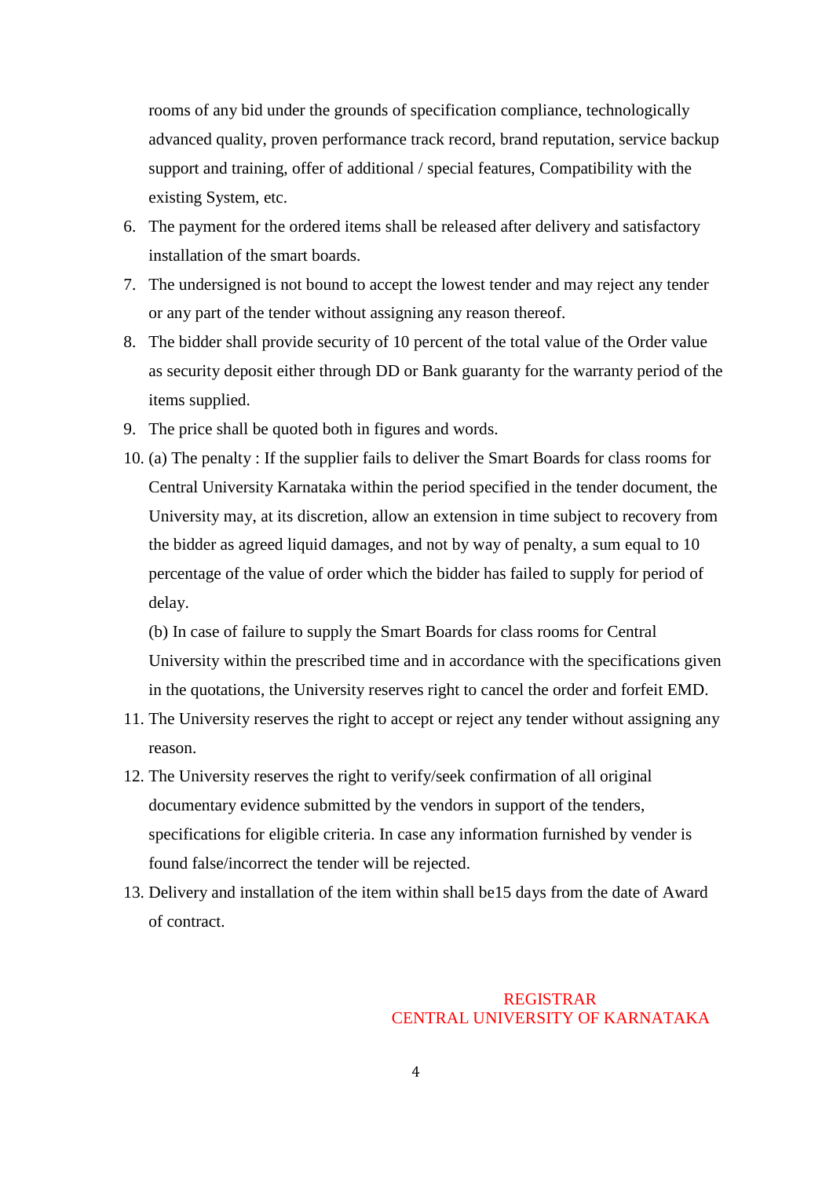rooms of any bid under the grounds of specification compliance, technologically advanced quality, proven performance track record, brand reputation, service backup support and training, offer of additional / special features, Compatibility with the existing System, etc.

6. The payment for the ordered items shall be released after delivery and satisfactory installation of the smart boards.
7. The undersigned is not bound to accept the lowest tender and may reject any tender or any part of the tender without assigning any reason thereof.
8. The bidder shall provide security of 10 percent of the total value of the Order value as security deposit either through DD or Bank guaranty for the warranty period of the items supplied.
9. The price shall be quoted both in figures and words.
10. (a) The penalty : If the supplier fails to deliver the Smart Boards for class rooms for Central University Karnataka within the period specified in the tender document, the University may, at its discretion, allow an extension in time subject to recovery from the bidder as agreed liquid damages, and not by way of penalty, a sum equal to 10 percentage of the value of order which the bidder has failed to supply for period of delay.

    (b) In case of failure to supply the Smart Boards for class rooms for Central University within the prescribed time and in accordance with the specifications given in the quotations, the University reserves right to cancel the order and forfeit EMD.
11. The University reserves the right to accept or reject any tender without assigning any reason.
12. The University reserves the right to verify/seek confirmation of all original documentary evidence submitted by the vendors in support of the tenders, specifications for eligible criteria. In case any information furnished by vender is found false/incorrect the tender will be rejected.
13. Delivery and installation of the item within shall be15 days from the date of Award of contract.

REGISTRAR
CENTRAL UNIVERSITY OF KARNATAKA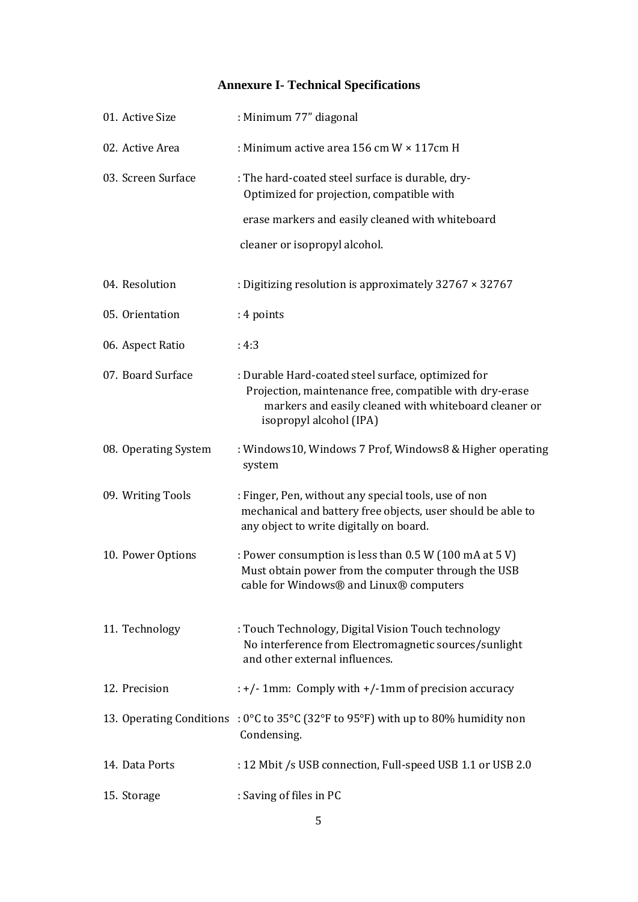## Annexure I- Technical Specifications

| | |
|---|---|
| 01. Active Size | : Minimum 77" diagonal |
| 02. Active Area | : Minimum active area 156 cm W × 117cm H |
| 03. Screen Surface | : The hard-coated steel surface is durable, dry- Optimized for projection, compatible with erase markers and easily cleaned with whiteboard cleaner or isopropyl alcohol. |
| 04. Resolution | : Digitizing resolution is approximately 32767 × 32767 |
| 05. Orientation | : 4 points |
| 06. Aspect Ratio | : 4:3 |
| 07. Board Surface | : Durable Hard-coated steel surface, optimized for Projection, maintenance free, compatible with dry-erase markers and easily cleaned with whiteboard cleaner or isopropyl alcohol (IPA) |
| 08. Operating System | : Windows10, Windows 7 Prof, Windows8 & Higher operating system |
| 09. Writing Tools | : Finger, Pen, without any special tools, use of non mechanical and battery free objects, user should be able to any object to write digitally on board. |
| 10. Power Options | : Power consumption is less than 0.5 W (100 mA at 5 V) Must obtain power from the computer through the USB cable for Windows® and Linux® computers |
| 11. Technology | : Touch Technology, Digital Vision Touch technology No interference from Electromagnetic sources/sunlight and other external influences. |
| 12. Precision | : +/- 1mm: Comply with +/-1mm of precision accuracy |
| 13. Operating Conditions | : 0°C to 35°C (32°F to 95°F) with up to 80% humidity non Condensing. |
| 14. Data Ports | : 12 Mbit /s USB connection, Full-speed USB 1.1 or USB 2.0 |
| 15. Storage | : Saving of files in PC |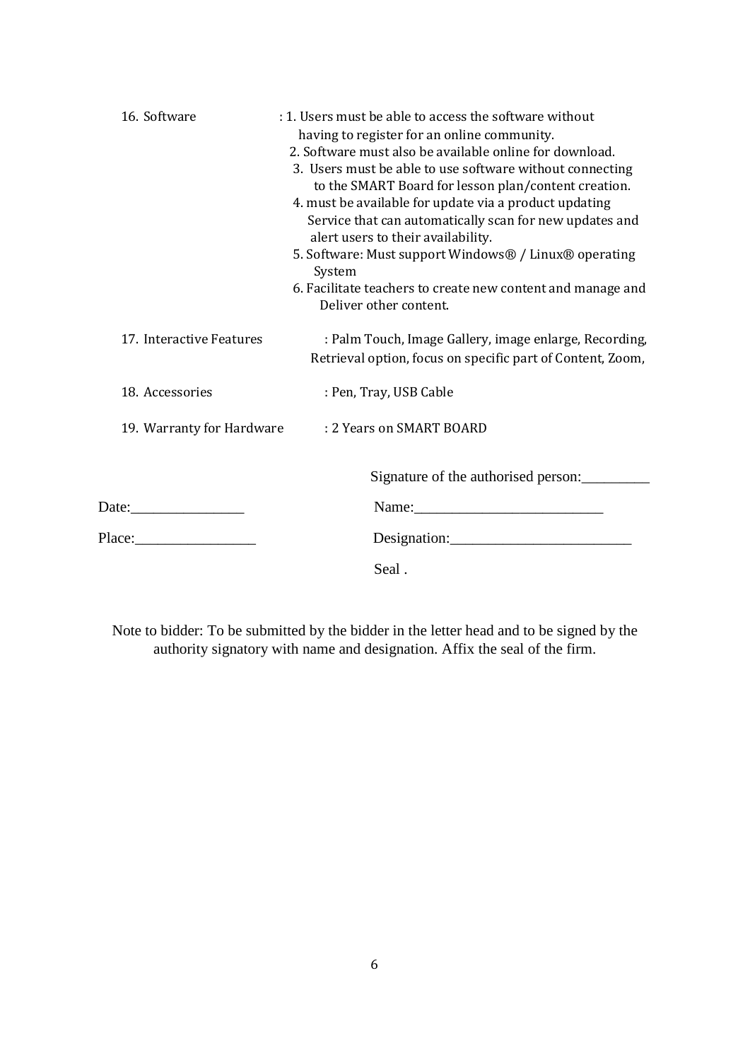16. Software : 1. Users must be able to access the software without having to register for an online community.
    2. Software must also be available online for download.
    3. Users must be able to use software without connecting to the SMART Board for lesson plan/content creation.
    4. must be available for update via a product updating Service that can automatically scan for new updates and alert users to their availability.
    5. Software: Must support Windows® / Linux® operating System
    6. Facilitate teachers to create new content and manage and Deliver other content.

17. Interactive Features : Palm Touch, Image Gallery, image enlarge, Recording, Retrieval option, focus on specific part of Content, Zoom,

18. Accessories : Pen, Tray, USB Cable

19. Warranty for Hardware : 2 Years on SMART BOARD

Signature of the authorised person:__________

Date:________________ Name:___________________________

Place:_________________ Designation:__________________________

Seal .

Note to bidder: To be submitted by the bidder in the letter head and to be signed by the authority signatory with name and designation. Affix the seal of the firm.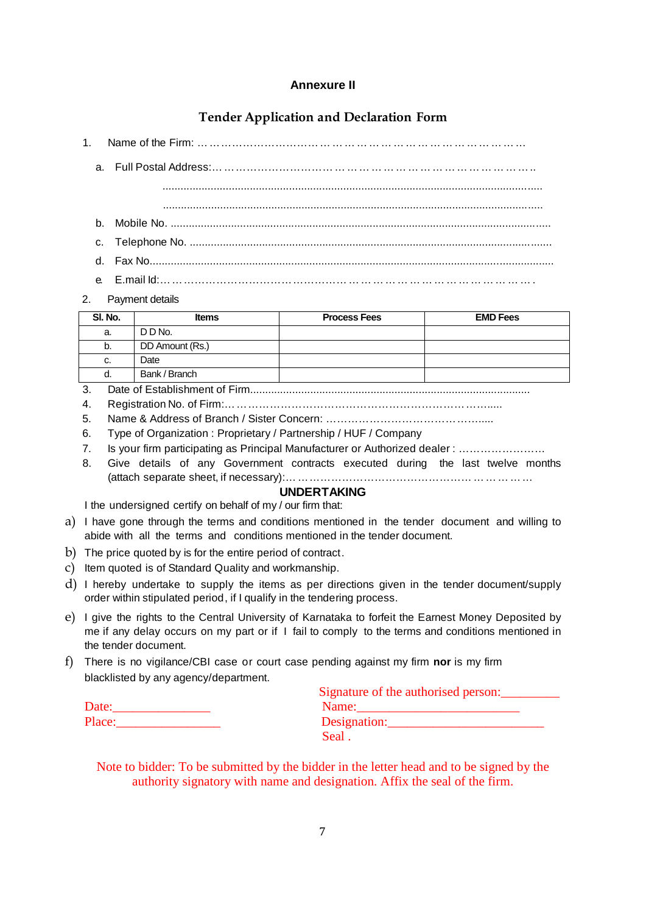**Annexure II**

## Tender Application and Declaration Form

1. Name of the Firm: … ……………………………… … … … … … … … … … … … … … … … …

   a. Full Postal Address:… ………………………… … … … … … … … … … … … … … … … … ..

   .........................................................................................................................................

   .........................................................................................................................................

   b. Mobile No. ..........................................................................................................................

   c. Telephone No. ....................................................................................................................

   d. Fax No..................................................................................................................................

   e. E.mail Id:… … ………………………………………… … … … … … … … … … … … … … .

2. Payment details

| Sl. No. | Items | Process Fees | EMD Fees |
|---|---|---|---|
| a. | D D No. | | |
| b. | DD Amount (Rs.) | | |
| c. | Date | | |
| d. | Bank / Branch | | |

3. Date of Establishment of Firm............................................................................................
4. Registration No. of Firm:… …………………………………………………………….....
5. Name & Address of Branch / Sister Concern: ……………………………………......
6. Type of Organization : Proprietary / Partnership / HUF / Company
7. Is your firm participating as Principal Manufacturer or Authorized dealer : ……………………
8. Give details of any Government contracts executed during the last twelve months (attach separate sheet, if necessary):… …………………………………………… … … … … …

### UNDERTAKING

I the undersigned certify on behalf of my / our firm that:

a) I have gone through the terms and conditions mentioned in the tender document and willing to abide with all the terms and conditions mentioned in the tender document.

b) The price quoted by is for the entire period of contract.

c) Item quoted is of Standard Quality and workmanship.

d) I hereby undertake to supply the items as per directions given in the tender document/supply order within stipulated period, if I qualify in the tendering process.

e) I give the rights to the Central University of Karnataka to forfeit the Earnest Money Deposited by me if any delay occurs on my part or if I fail to comply to the terms and conditions mentioned in the tender document.

f) There is no vigilance/CBI case or court case pending against my firm **nor** is my firm blacklisted by any agency/department.

Signature of the authorised person:_________

Date:_______________ Name:_________________________

Place:________________ Designation:________________________

Seal .

Note to bidder: To be submitted by the bidder in the letter head and to be signed by the authority signatory with name and designation. Affix the seal of the firm.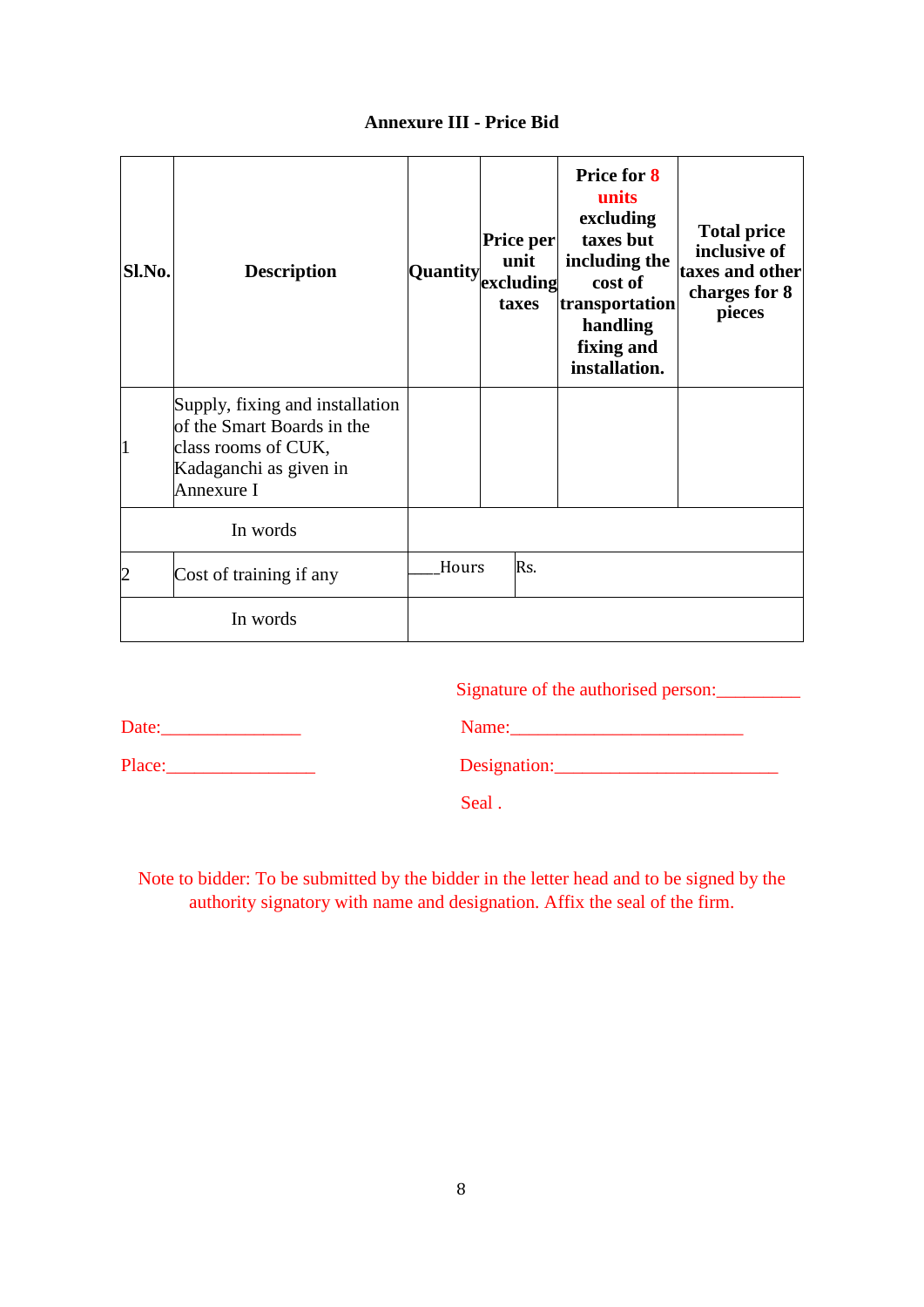**Annexure III - Price Bid**

| Sl.No. | Description | Quantity | Price per unit excluding taxes | Price for 8 units excluding taxes but including the cost of transportation handling fixing and installation. | Total price inclusive of taxes and other charges for 8 pieces |
|---|---|---|---|---|---|
| 1 | Supply, fixing and installation of the Smart Boards in the class rooms of CUK, Kadaganchi as given in Annexure I | | | | |
| In words | | | | | |
| 2 | Cost of training if any | ____Hours | Rs. | | |
| In words | | | | | |

Signature of the authorised person:_________

Date:_______________

Name:_________________________

Place:________________

Designation:________________________

Seal .

Note to bidder: To be submitted by the bidder in the letter head and to be signed by the authority signatory with name and designation. Affix the seal of the firm.